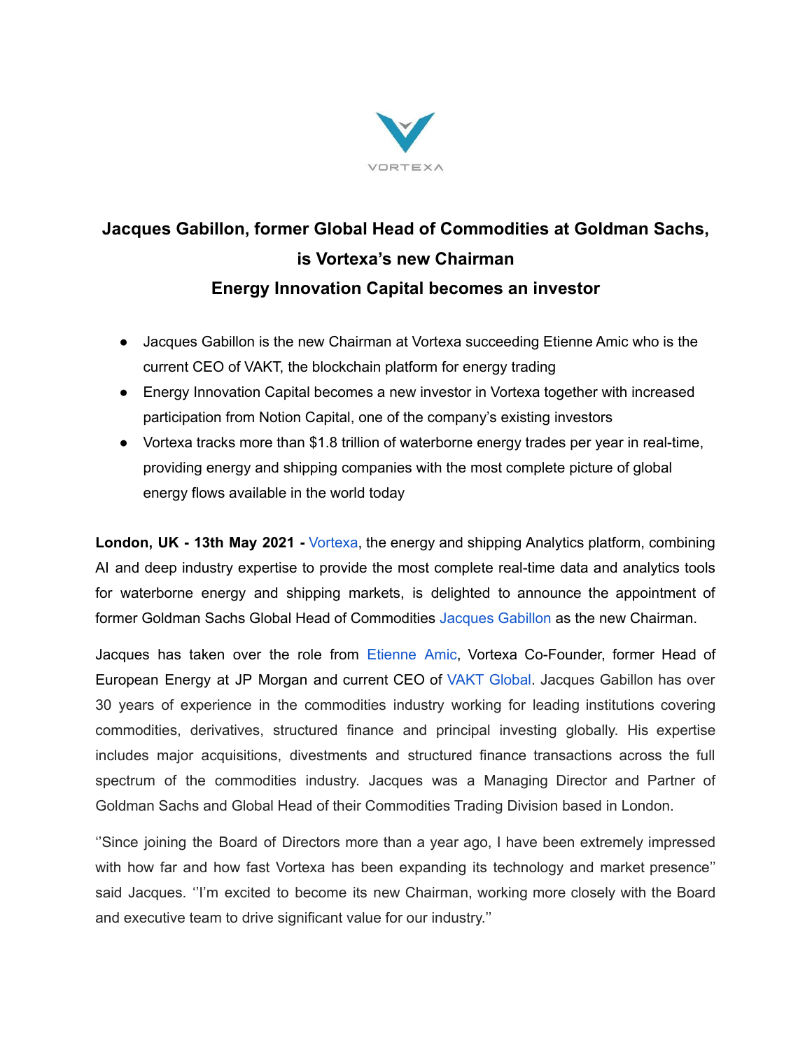# Jacques Gabillon, former Global Head of Commodities at Goldman Sachs, is Vortexa's new Chairman

## Energy Innovation Capital becomes an investor

- Jacques Gabillon is the new Chairman at Vortexa succeeding Etienne Amic who is the current CEO of VAKT, the blockchain platform for energy trading
- Energy Innovation Capital becomes a new investor in Vortexa together with increased participation from Notion Capital, one of the company's existing investors
- Vortexa tracks more than $1.8 trillion of waterborne energy trades per year in real-time, providing energy and shipping companies with the most complete picture of global energy flows available in the world today

**London, UK - 13th May 2021 -** Vortexa, the energy and shipping Analytics platform, combining AI and deep industry expertise to provide the most complete real-time data and analytics tools for waterborne energy and shipping markets, is delighted to announce the appointment of former Goldman Sachs Global Head of Commodities Jacques Gabillon as the new Chairman.

Jacques has taken over the role from Etienne Amic, Vortexa Co-Founder, former Head of European Energy at JP Morgan and current CEO of VAKT Global. Jacques Gabillon has over 30 years of experience in the commodities industry working for leading institutions covering commodities, derivatives, structured finance and principal investing globally. His expertise includes major acquisitions, divestments and structured finance transactions across the full spectrum of the commodities industry. Jacques was a Managing Director and Partner of Goldman Sachs and Global Head of their Commodities Trading Division based in London.

''Since joining the Board of Directors more than a year ago, I have been extremely impressed with how far and how fast Vortexa has been expanding its technology and market presence'' said Jacques. ''I'm excited to become its new Chairman, working more closely with the Board and executive team to drive significant value for our industry.''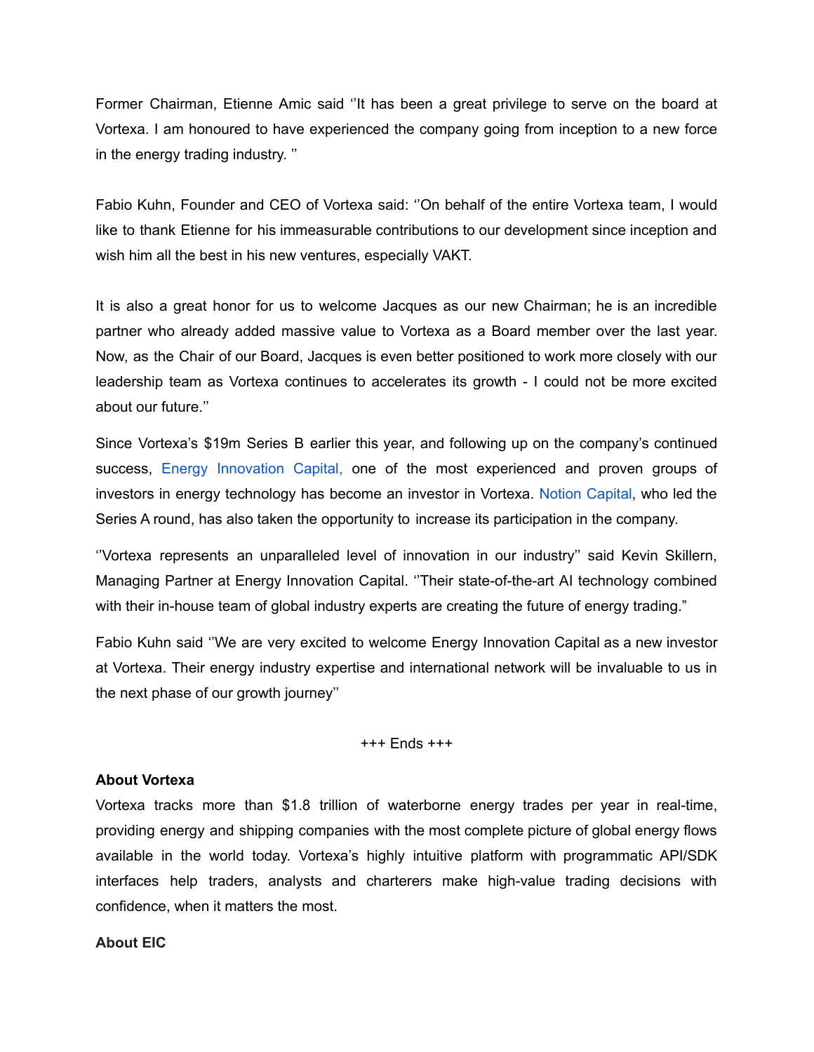Former Chairman, Etienne Amic said ''It has been a great privilege to serve on the board at Vortexa. I am honoured to have experienced the company going from inception to a new force in the energy trading industry. ''

Fabio Kuhn, Founder and CEO of Vortexa said: ''On behalf of the entire Vortexa team, I would like to thank Etienne for his immeasurable contributions to our development since inception and wish him all the best in his new ventures, especially VAKT.

It is also a great honor for us to welcome Jacques as our new Chairman; he is an incredible partner who already added massive value to Vortexa as a Board member over the last year. Now, as the Chair of our Board, Jacques is even better positioned to work more closely with our leadership team as Vortexa continues to accelerates its growth - I could not be more excited about our future.''

Since Vortexa's $19m Series B earlier this year, and following up on the company's continued success, Energy Innovation Capital, one of the most experienced and proven groups of investors in energy technology has become an investor in Vortexa. Notion Capital, who led the Series A round, has also taken the opportunity to increase its participation in the company.

''Vortexa represents an unparalleled level of innovation in our industry'' said Kevin Skillern, Managing Partner at Energy Innovation Capital. ''Their state-of-the-art AI technology combined with their in-house team of global industry experts are creating the future of energy trading."

Fabio Kuhn said ''We are very excited to welcome Energy Innovation Capital as a new investor at Vortexa. Their energy industry expertise and international network will be invaluable to us in the next phase of our growth journey''

+++ Ends +++

**About Vortexa**

Vortexa tracks more than $1.8 trillion of waterborne energy trades per year in real-time, providing energy and shipping companies with the most complete picture of global energy flows available in the world today. Vortexa's highly intuitive platform with programmatic API/SDK interfaces help traders, analysts and charterers make high-value trading decisions with confidence, when it matters the most.

**About EIC**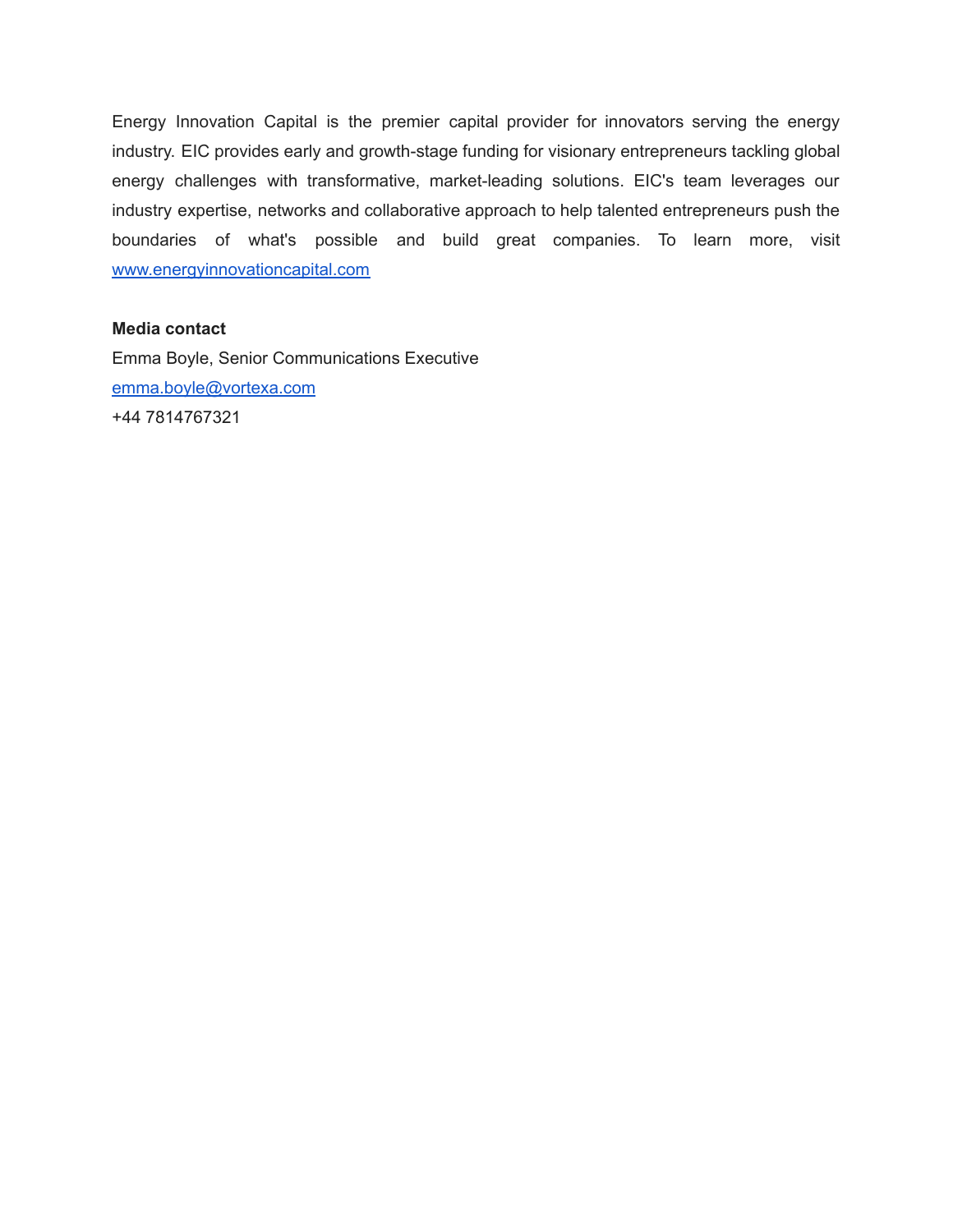Energy Innovation Capital is the premier capital provider for innovators serving the energy industry. EIC provides early and growth-stage funding for visionary entrepreneurs tackling global energy challenges with transformative, market-leading solutions. EIC's team leverages our industry expertise, networks and collaborative approach to help talented entrepreneurs push the boundaries of what's possible and build great companies. To learn more, visit [www.energyinnovationcapital.com](http://www.energyinnovationcapital.com)

**Media contact**

Emma Boyle, Senior Communications Executive

[emma.boyle@vortexa.com](mailto:emma.boyle@vortexa.com)

+44 7814767321